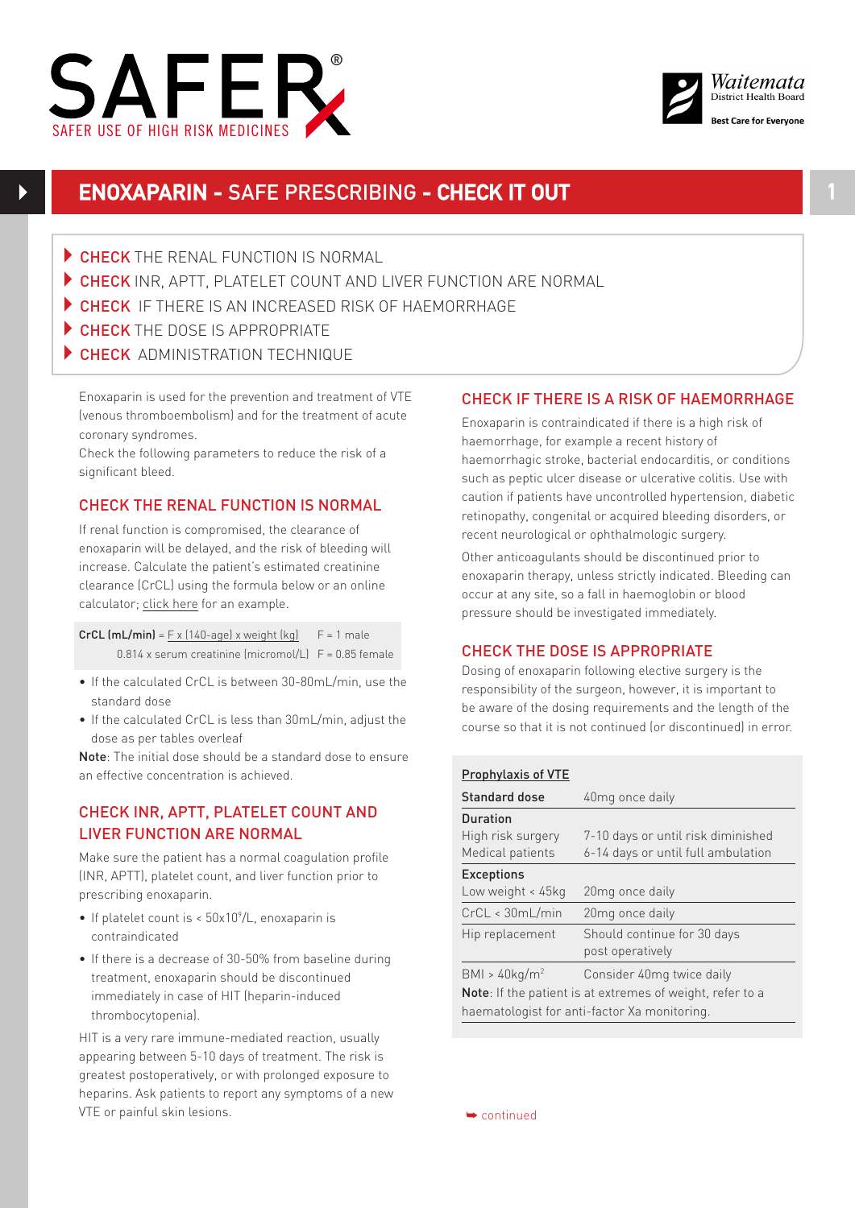# ENOXAPARIN - SAFE PRESCRIBING - CHECK IT OUT

- CHECK THE RENAL FUNCTION IS NORMAL
- CHECK INR, APTT, PLATELET COUNT AND LIVER FUNCTION ARE NORMAL
- CHECK IF THERE IS AN INCREASED RISK OF HAEMORRHAGE
- CHECK THE DOSE IS APPROPRIATE
- CHECK ADMINISTRATION TECHNIQUE

Enoxaparin is used for the prevention and treatment of VTE (venous thromboembolism) and for the treatment of acute coronary syndromes.
Check the following parameters to reduce the risk of a significant bleed.

## CHECK THE RENAL FUNCTION IS NORMAL

If renal function is compromised, the clearance of enoxaparin will be delayed, and the risk of bleeding will increase. Calculate the patient's estimated creatinine clearance (CrCL) using the formula below or an online calculator; click here for an example.

$$\text{CrCL (mL/min)} = \frac{F \times (140\text{-age}) \times \text{weight (kg)}}{0.814 \times \text{serum creatinine (micromol/L)}} \quad F = 1 \text{ male}, \; F = 0.85 \text{ female}$$

- If the calculated CrCL is between 30-80mL/min, use the standard dose
- If the calculated CrCL is less than 30mL/min, adjust the dose as per tables overleaf

**Note**: The initial dose should be a standard dose to ensure an effective concentration is achieved.

## CHECK INR, APTT, PLATELET COUNT AND LIVER FUNCTION ARE NORMAL

Make sure the patient has a normal coagulation profile (INR, APTT), platelet count, and liver function prior to prescribing enoxaparin.

- If platelet count is < $50 \times 10^9$/L, enoxaparin is contraindicated
- If there is a decrease of 30-50% from baseline during treatment, enoxaparin should be discontinued immediately in case of HIT (heparin-induced thrombocytopenia).

HIT is a very rare immune-mediated reaction, usually appearing between 5-10 days of treatment. The risk is greatest postoperatively, or with prolonged exposure to heparins. Ask patients to report any symptoms of a new VTE or painful skin lesions.

## CHECK IF THERE IS A RISK OF HAEMORRHAGE

Enoxaparin is contraindicated if there is a high risk of haemorrhage, for example a recent history of haemorrhagic stroke, bacterial endocarditis, or conditions such as peptic ulcer disease or ulcerative colitis. Use with caution if patients have uncontrolled hypertension, diabetic retinopathy, congenital or acquired bleeding disorders, or recent neurological or ophthalmologic surgery.

Other anticoagulants should be discontinued prior to enoxaparin therapy, unless strictly indicated. Bleeding can occur at any site, so a fall in haemoglobin or blood pressure should be investigated immediately.

## CHECK THE DOSE IS APPROPRIATE

Dosing of enoxaparin following elective surgery is the responsibility of the surgeon, however, it is important to be aware of the dosing requirements and the length of the course so that it is not continued (or discontinued) in error.

| Prophylaxis of VTE | |
|---|---|
| **Standard dose** | 40mg once daily |
| **Duration** | |
| High risk surgery | 7-10 days or until risk diminished |
| Medical patients | 6-14 days or until full ambulation |
| **Exceptions** | |
| Low weight < 45kg | 20mg once daily |
| CrCL < 30mL/min | 20mg once daily |
| Hip replacement | Should continue for 30 days post operatively |
| BMI > 40kg/m² | Consider 40mg twice daily |

**Note**: If the patient is at extremes of weight, refer to a haematologist for anti-factor Xa monitoring.

➥ continued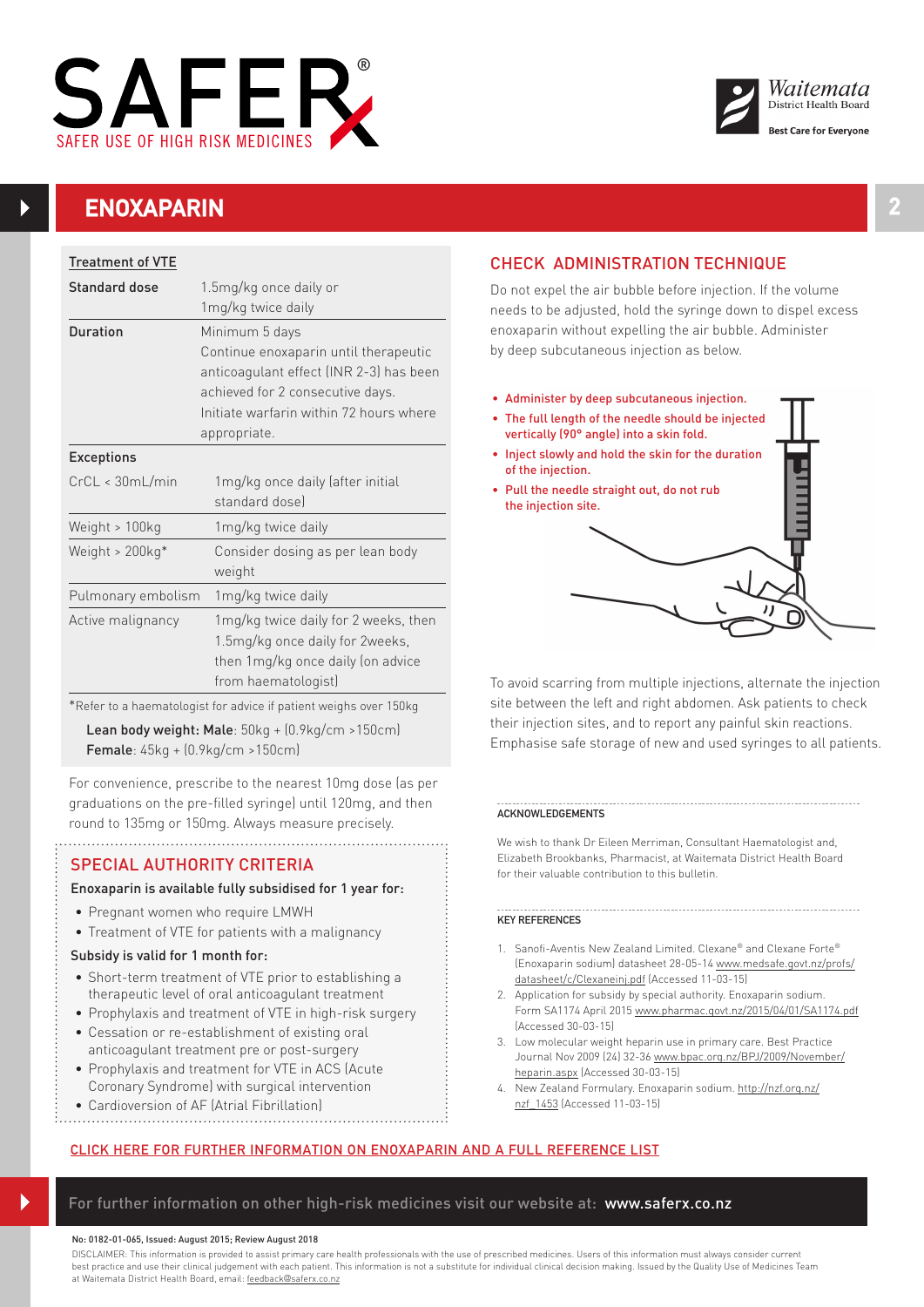# SAFER

SAFER USE OF HIGH RISK MEDICINES

Waitemata District Health Board

Best Care for Everyone

## ENOXAPARIN

| | |
|---|---|
| **Treatment of VTE** | |
| **Standard dose** | 1.5mg/kg once daily or 1mg/kg twice daily |
| **Duration** | Minimum 5 days<br>Continue enoxaparin until therapeutic anticoagulant effect (INR 2-3) has been achieved for 2 consecutive days.<br>Initiate warfarin within 72 hours where appropriate. |
| **Exceptions** | |
| CrCL < 30mL/min | 1mg/kg once daily (after initial standard dose) |
| Weight > 100kg | 1mg/kg twice daily |
| Weight > 200kg* | Consider dosing as per lean body weight |
| Pulmonary embolism | 1mg/kg twice daily |
| Active malignancy | 1mg/kg twice daily for 2 weeks, then 1.5mg/kg once daily for 2weeks, then 1mg/kg once daily (on advice from haematologist) |

*Refer to a haematologist for advice if patient weighs over 150kg

**Lean body weight: Male**: 50kg + (0.9kg/cm >150cm)
**Female**: 45kg + (0.9kg/cm >150cm)

For convenience, prescribe to the nearest 10mg dose (as per graduations on the pre-filled syringe) until 120mg, and then round to 135mg or 150mg. Always measure precisely.

### SPECIAL AUTHORITY CRITERIA

**Enoxaparin is available fully subsidised for 1 year for:**

- Pregnant women who require LMWH
- Treatment of VTE for patients with a malignancy

**Subsidy is valid for 1 month for:**

- Short-term treatment of VTE prior to establishing a therapeutic level of oral anticoagulant treatment
- Prophylaxis and treatment of VTE in high-risk surgery
- Cessation or re-establishment of existing oral anticoagulant treatment pre or post-surgery
- Prophylaxis and treatment for VTE in ACS (Acute Coronary Syndrome) with surgical intervention
- Cardioversion of AF (Atrial Fibrillation)

### CHECK ADMINISTRATION TECHNIQUE

Do not expel the air bubble before injection. If the volume needs to be adjusted, hold the syringe down to dispel excess enoxaparin without expelling the air bubble. Administer by deep subcutaneous injection as below.

- Administer by deep subcutaneous injection.
- The full length of the needle should be injected vertically (90° angle) into a skin fold.
- Inject slowly and hold the skin for the duration of the injection.
- Pull the needle straight out, do not rub the injection site.

To avoid scarring from multiple injections, alternate the injection site between the left and right abdomen. Ask patients to check their injection sites, and to report any painful skin reactions. Emphasise safe storage of new and used syringes to all patients.

#### ACKNOWLEDGEMENTS

We wish to thank Dr Eileen Merriman, Consultant Haematologist and, Elizabeth Brookbanks, Pharmacist, at Waitemata District Health Board for their valuable contribution to this bulletin.

#### KEY REFERENCES

1. Sanofi-Aventis New Zealand Limited. Clexane® and Clexane Forte® (Enoxaparin sodium) datasheet 28-05-14 www.medsafe.govt.nz/profs/datasheet/c/Clexaneinj.pdf (Accessed 11-03-15)
2. Application for subsidy by special authority. Enoxaparin sodium. Form SA1174 April 2015 www.pharmac.govt.nz/2015/04/01/SA1174.pdf (Accessed 30-03-15)
3. Low molecular weight heparin use in primary care. Best Practice Journal Nov 2009 (24) 32-36 www.bpac.org.nz/BPJ/2009/November/heparin.aspx (Accessed 30-03-15)
4. New Zealand Formulary. Enoxaparin sodium. http://nzf.org.nz/nzf_1453 (Accessed 11-03-15)

CLICK HERE FOR FURTHER INFORMATION ON ENOXAPARIN AND A FULL REFERENCE LIST

For further information on other high-risk medicines visit our website at: **www.saferx.co.nz**

No: 0182-01-065, Issued: August 2015; Review August 2018

DISCLAIMER: This information is provided to assist primary care health professionals with the use of prescribed medicines. Users of this information must always consider current best practice and use their clinical judgement with each patient. This information is not a substitute for individual clinical decision making. Issued by the Quality Use of Medicines Team at Waitemata District Health Board, email: feedback@saferx.co.nz